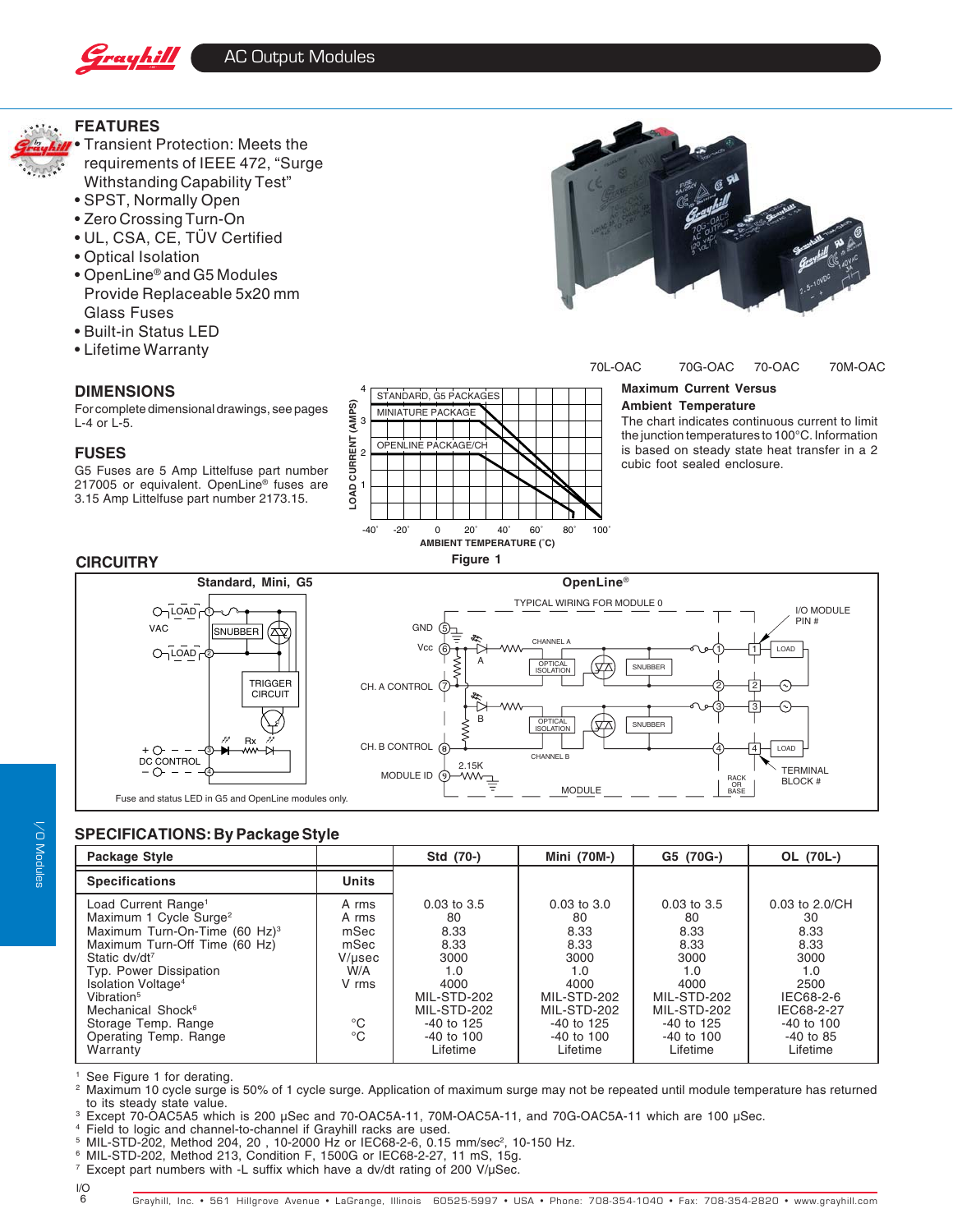# AC Output Modules

## FEATURES

- Transient Protection: Meets the requirements of IEEE 472, "Surge Withstanding Capability Test"
- SPST, Normally Open
- Zero Crossing Turn-On
- UL, CSA, CE, TÜV Certified
- Optical Isolation
- OpenLine® and G5 Modules Provide Replaceable 5x20 mm Glass Fuses
- Built-in Status LED
- Lifetime Warranty

70L-OAC 70G-OAC 70-OAC 70M-OAC

## DIMENSIONS

For complete dimensional drawings, see pages L-4 or L-5.

## FUSES

G5 Fuses are 5 Amp Littelfuse part number 217005 or equivalent. OpenLine® fuses are 3.15 Amp Littelfuse part number 2173.15.

**Maximum Current Versus Ambient Temperature**

The chart indicates continuous current to limit the junction temperatures to 100°C. Information is based on steady state heat transfer in a 2 cubic foot sealed enclosure.

Figure 1

## CIRCUITRY

Fuse and status LED in G5 and OpenLine modules only.

## SPECIFICATIONS: By Package Style

| Package Style | | Std (70-) | Mini (70M-) | G5 (70G-) | OL (70L-) |
|---|---|---|---|---|---|
| **Specifications** | **Units** | | | | |
| Load Current Range[1] | A rms | 0.03 to 3.5 | 0.03 to 3.0 | 0.03 to 3.5 | 0.03 to 2.0/CH |
| Maximum 1 Cycle Surge[2] | A rms | 80 | 80 | 80 | 30 |
| Maximum Turn-On-Time (60 Hz)[3] | mSec | 8.33 | 8.33 | 8.33 | 8.33 |
| Maximum Turn-Off Time (60 Hz) | mSec | 8.33 | 8.33 | 8.33 | 8.33 |
| Static dv/dt[7] | V/µsec | 3000 | 3000 | 3000 | 3000 |
| Typ. Power Dissipation | W/A | 1.0 | 1.0 | 1.0 | 1.0 |
| Isolation Voltage[4] | V rms | 4000 | 4000 | 4000 | 2500 |
| Vibration[5] | | MIL-STD-202 | MIL-STD-202 | MIL-STD-202 | IEC68-2-6 |
| Mechanical Shock[6] | | MIL-STD-202 | MIL-STD-202 | MIL-STD-202 | IEC68-2-27 |
| Storage Temp. Range | °C | -40 to 125 | -40 to 125 | -40 to 125 | -40 to 100 |
| Operating Temp. Range | °C | -40 to 100 | -40 to 100 | -40 to 100 | -40 to 85 |
| Warranty | | Lifetime | Lifetime | Lifetime | Lifetime |

[1] See Figure 1 for derating.
[2] Maximum 10 cycle surge is 50% of 1 cycle surge. Application of maximum surge may not be repeated until module temperature has returned to its steady state value.
[3] Except 70-OAC5A5 which is 200 µSec and 70-OAC5A-11, 70M-OAC5A-11, and 70G-OAC5A-11 which are 100 µSec.
[4] Field to rack and channel-to-channel if Grayhill racks are used.
[5] MIL-STD-202, Method 204, 20 , 10-2000 Hz or IEC68-2-6, 0.15 mm/sec², 10-150 Hz.
[6] MIL-STD-202, Method 213, Condition F, 1500G or IEC68-2-27, 11 mS, 15g.
[7] Except part numbers with -L suffix which have a dv/dt rating of 200 V/µSec.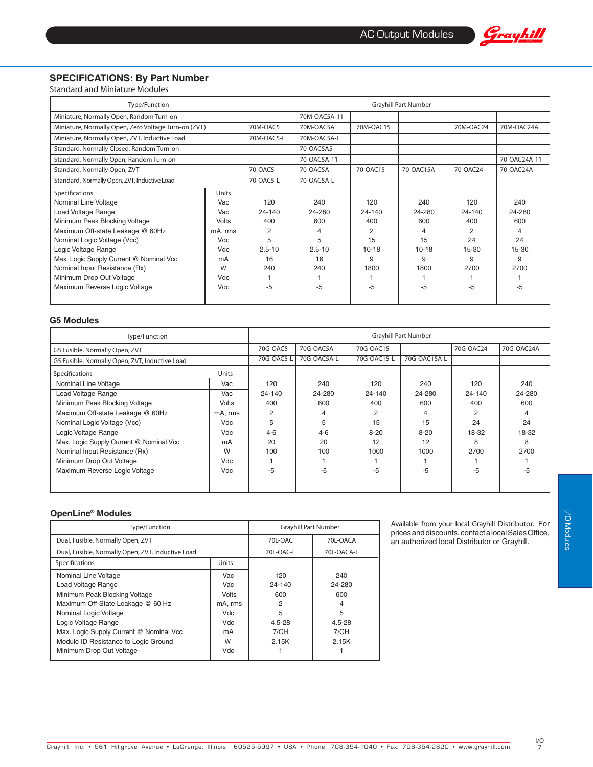## SPECIFICATIONS: By Part Number

Standard and Miniature Modules

| Type/Function | | Grayhill Part Number | | | | | |
|---|---|---|---|---|---|---|---|
| Miniature, Normally Open, Random Turn-on | | | 70M-OAC5A-11 | | | | |
| Miniature, Normally Open, Zero Voltage Turn-on (ZVT) | | 70M-OAC5 | 70M-OAC5A | 70M-OAC15 | | 70M-OAC24 | 70M-OAC24A |
| Miniature, Normally Open, ZVT, Inductive Load | | 70M-OAC5-L | 70M-OAC5A-L | | | | |
| Standard, Normally Closed, Random Turn-on | | | 70-OAC5A5 | | | | |
| Standard, Normally Open, Random Turn-on | | | 70-OAC5A-11 | | | | 70-OAC24A-11 |
| Standard, Normally Open, ZVT | | 70-OAC5 | 70-OAC5A | 70-OAC15 | 70-OAC15A | 70-OAC24 | 70-OAC24A |
| Standard, Normally Open, ZVT, Inductive Load | | 70-OAC5-L | 70-OAC5A-L | | | | |
| **Specifications** | **Units** | | | | | | |
| Nominal Line Voltage | Vac | 120 | 240 | 120 | 240 | 120 | 240 |
| Load Voltage Range | Vac | 24-140 | 24-280 | 24-140 | 24-280 | 24-140 | 24-280 |
| Minimum Peak Blocking Voltage | Volts | 400 | 600 | 400 | 600 | 400 | 600 |
| Maximum Off-state Leakage @ 60Hz | mA, rms | 2 | 4 | 2 | 4 | 2 | 4 |
| Nominal Logic Voltage (Vcc) | Vdc | 5 | 5 | 15 | 15 | 24 | 24 |
| Logic Voltage Range | Vdc | 2.5-10 | 2.5-10 | 10-18 | 10-18 | 15-30 | 15-30 |
| Max. Logic Supply Current @ Nominal Vcc | mA | 16 | 16 | 9 | 9 | 9 | 9 |
| Nominal Input Resistance (Rx) | W | 240 | 240 | 1800 | 1800 | 2700 | 2700 |
| Minimum Drop Out Voltage | Vdc | 1 | 1 | 1 | 1 | 1 | 1 |
| Maximum Reverse Logic Voltage | Vdc | -5 | -5 | -5 | -5 | -5 | -5 |

### G5 Modules

| Type/Function | | Grayhill Part Number | | | | | |
|---|---|---|---|---|---|---|---|
| G5 Fusible, Normally Open, ZVT | | 70G-OAC5 | 70G-OAC5A | 70G-OAC15 | | 70G-OAC24 | 70G-OAC24A |
| G5 Fusible, Normally Open, ZVT, Inductive Load | | 70G-OAC5-L | 70G-OAC5A-L | 70G-OAC15-L | 70G-OAC15A-L | | |
| **Specifications** | **Units** | | | | | | |
| Nominal Line Voltage | Vac | 120 | 240 | 120 | 240 | 120 | 240 |
| Load Voltage Range | Vac | 24-140 | 24-280 | 24-140 | 24-280 | 24-140 | 24-280 |
| Minimum Peak Blocking Voltage | Volts | 400 | 600 | 400 | 600 | 400 | 600 |
| Maximum Off-state Leakage @ 60Hz | mA, rms | 2 | 4 | 2 | 4 | 2 | 4 |
| Nominal Logic Voltage (Vcc) | Vdc | 5 | 5 | 15 | 15 | 24 | 24 |
| Logic Voltage Range | Vdc | 4-6 | 4-6 | 8-20 | 8-20 | 18-32 | 18-32 |
| Max. Logic Supply Current @ Nominal Vcc | mA | 20 | 20 | 12 | 12 | 8 | 8 |
| Nominal Input Resistance (Rx) | W | 100 | 100 | 1000 | 1000 | 2700 | 2700 |
| Minimum Drop Out Voltage | Vdc | 1 | 1 | 1 | 1 | 1 | 1 |
| Maximum Reverse Logic Voltage | Vdc | -5 | -5 | -5 | -5 | -5 | -5 |

### OpenLine® Modules

| Type/Function | | Grayhill Part Number | |
|---|---|---|---|
| Dual, Fusible, Normally Open, ZVT | | 70L-OAC | 70L-OACA |
| Dual, Fusible, Normally Open, ZVT, Inductive Load | | 70L-OAC-L | 70L-OACA-L |
| **Specifications** | **Units** | | |
| Nominal Line Voltage | Vac | 120 | 240 |
| Load Voltage Range | Vac | 24-140 | 24-280 |
| Minimum Peak Blocking Voltage | Volts | 600 | 600 |
| Maximum Off-State Leakage @ 60 Hz | mA, rms | 2 | 4 |
| Nominal Logic Voltage | Vdc | 5 | 5 |
| Logic Voltage Range | Vdc | 4.5-28 | 4.5-28 |
| Max. Logic Supply Current @ Nominal Vcc | mA | 7/CH | 7/CH |
| Module ID Resistance to Logic Ground | W | 2.15K | 2.15K |
| Minimum Drop Out Voltage | Vdc | 1 | 1 |

Available from your local Grayhill Distributor. For prices and discounts, contact a local Sales Office, an authorized local Distributor or Grayhill.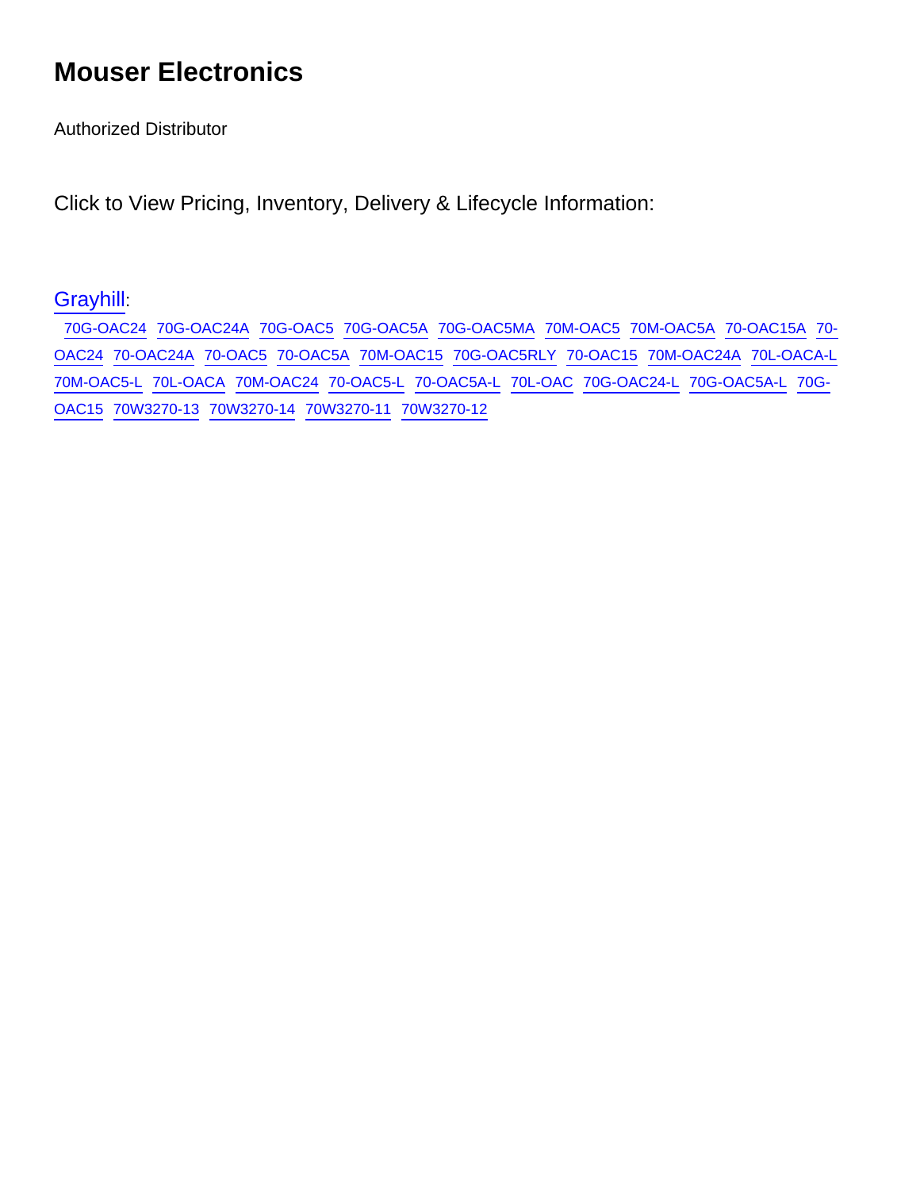# Mouser Electronics

Authorized Distributor

Click to View Pricing, Inventory, Delivery & Lifecycle Information:

Grayhill:

70G-OAC24 70G-OAC24A 70G-OAC5 70G-OAC5A 70G-OAC5MA 70M-OAC5 70M-OAC5A 70-OAC15A 70-OAC24 70-OAC24A 70-OAC5 70-OAC5A 70M-OAC15 70G-OAC5RLY 70-OAC15 70M-OAC24A 70L-OACA-L 70M-OAC5-L 70L-OACA 70M-OAC24 70-OAC5-L 70-OAC5A-L 70L-OAC 70G-OAC24-L 70G-OAC5A-L 70G-OAC15 70W3270-13 70W3270-14 70W3270-11 70W3270-12